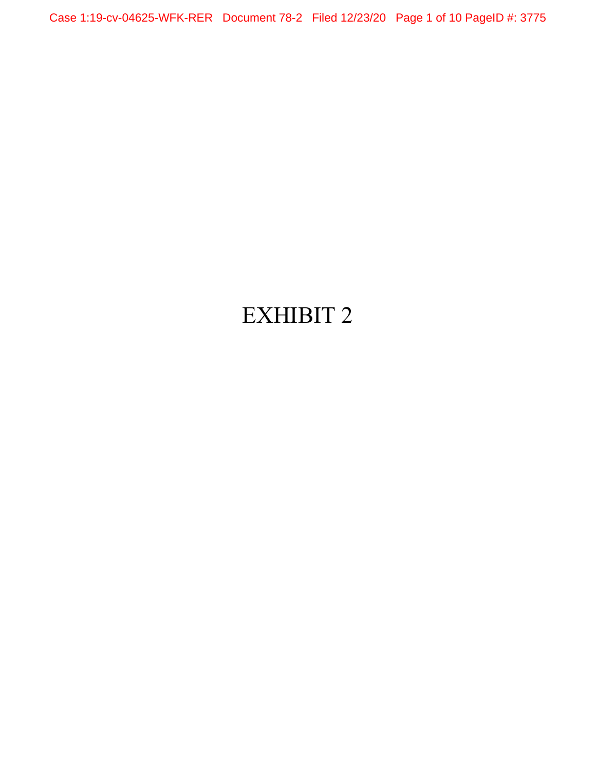# EXHIBIT 2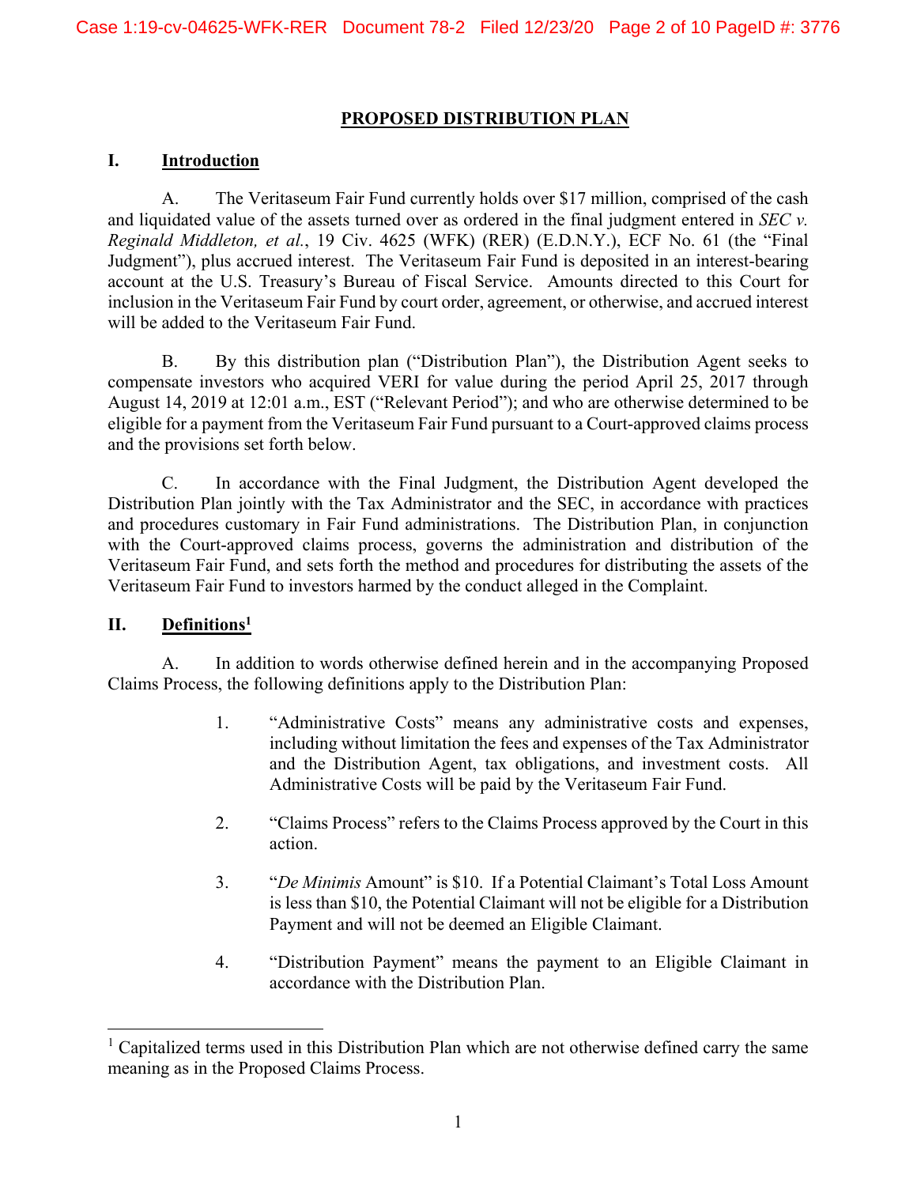# PROPOSED DISTRIBUTION PLAN

## I. Introduction

A. The Veritaseum Fair Fund currently holds over $17 million, comprised of the cash and liquidated value of the assets turned over as ordered in the final judgment entered in *SEC v. Reginald Middleton, et al.*, 19 Civ. 4625 (WFK) (RER) (E.D.N.Y.), ECF No. 61 (the "Final Judgment"), plus accrued interest. The Veritaseum Fair Fund is deposited in an interest-bearing account at the U.S. Treasury's Bureau of Fiscal Service. Amounts directed to this Court for inclusion in the Veritaseum Fair Fund by court order, agreement, or otherwise, and accrued interest will be added to the Veritaseum Fair Fund.

B. By this distribution plan ("Distribution Plan"), the Distribution Agent seeks to compensate investors who acquired VERI for value during the period April 25, 2017 through August 14, 2019 at 12:01 a.m., EST ("Relevant Period"); and who are otherwise determined to be eligible for a payment from the Veritaseum Fair Fund pursuant to a Court-approved claims process and the provisions set forth below.

C. In accordance with the Final Judgment, the Distribution Agent developed the Distribution Plan jointly with the Tax Administrator and the SEC, in accordance with practices and procedures customary in Fair Fund administrations. The Distribution Plan, in conjunction with the Court-approved claims process, governs the administration and distribution of the Veritaseum Fair Fund, and sets forth the method and procedures for distributing the assets of the Veritaseum Fair Fund to investors harmed by the conduct alleged in the Complaint.

## II. Definitions[1]

A. In addition to words otherwise defined herein and in the accompanying Proposed Claims Process, the following definitions apply to the Distribution Plan:

1. "Administrative Costs" means any administrative costs and expenses, including without limitation the fees and expenses of the Tax Administrator and the Distribution Agent, tax obligations, and investment costs. All Administrative Costs will be paid by the Veritaseum Fair Fund.

2. "Claims Process" refers to the Claims Process approved by the Court in this action.

3. "*De Minimis* Amount" is $10. If a Potential Claimant's Total Loss Amount is less than $10, the Potential Claimant will not be eligible for a Distribution Payment and will not be deemed an Eligible Claimant.

4. "Distribution Payment" means the payment to an Eligible Claimant in accordance with the Distribution Plan.

---

[1] Capitalized terms used in this Distribution Plan which are not otherwise defined carry the same meaning as in the Proposed Claims Process.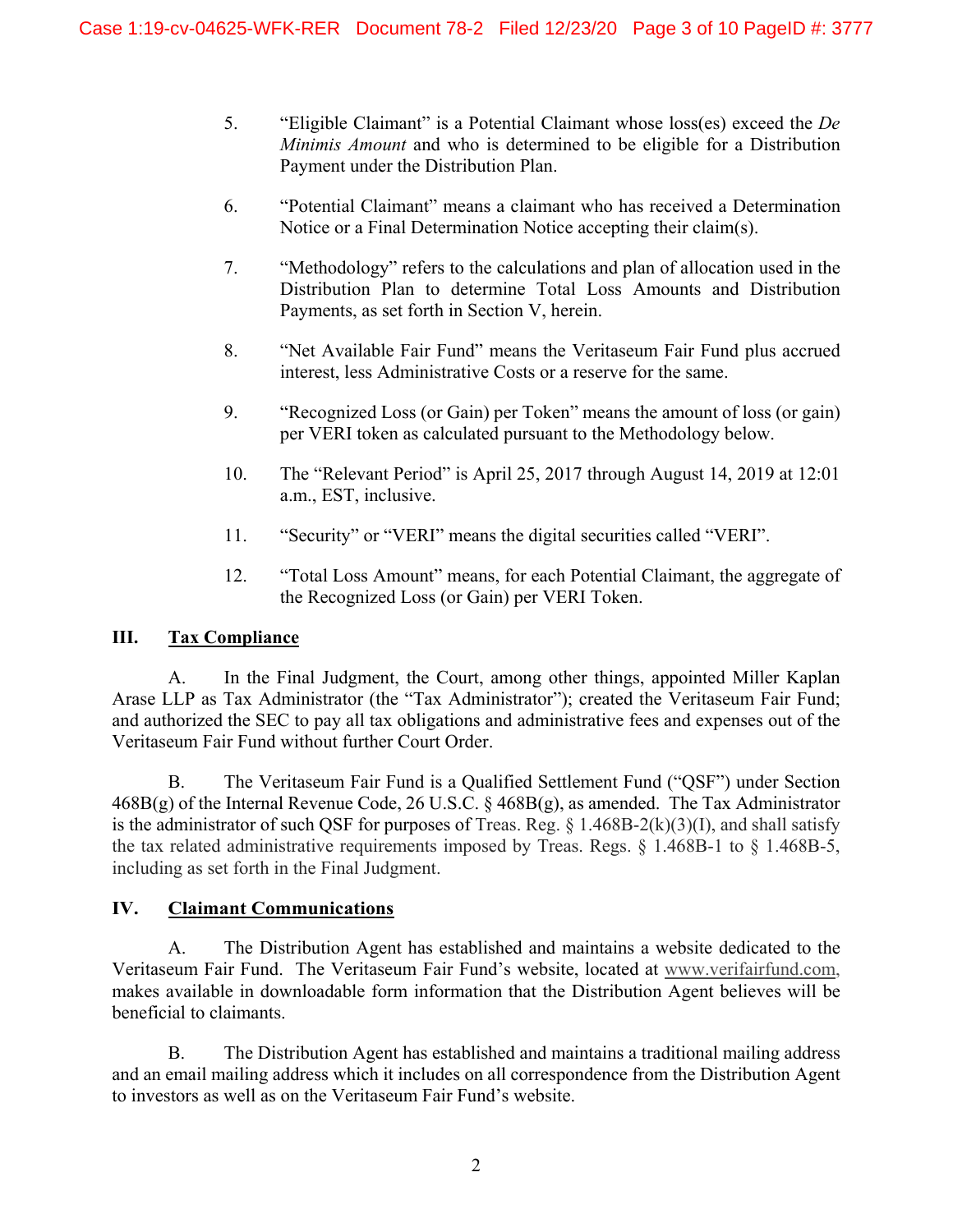5. "Eligible Claimant" is a Potential Claimant whose loss(es) exceed the *De Minimis Amount* and who is determined to be eligible for a Distribution Payment under the Distribution Plan.

6. "Potential Claimant" means a claimant who has received a Determination Notice or a Final Determination Notice accepting their claim(s).

7. "Methodology" refers to the calculations and plan of allocation used in the Distribution Plan to determine Total Loss Amounts and Distribution Payments, as set forth in Section V, herein.

8. "Net Available Fair Fund" means the Veritaseum Fair Fund plus accrued interest, less Administrative Costs or a reserve for the same.

9. "Recognized Loss (or Gain) per Token" means the amount of loss (or gain) per VERI token as calculated pursuant to the Methodology below.

10. The "Relevant Period" is April 25, 2017 through August 14, 2019 at 12:01 a.m., EST, inclusive.

11. "Security" or "VERI" means the digital securities called "VERI".

12. "Total Loss Amount" means, for each Potential Claimant, the aggregate of the Recognized Loss (or Gain) per VERI Token.

## III. Tax Compliance

A. In the Final Judgment, the Court, among other things, appointed Miller Kaplan Arase LLP as Tax Administrator (the "Tax Administrator"); created the Veritaseum Fair Fund; and authorized the SEC to pay all tax obligations and administrative fees and expenses out of the Veritaseum Fair Fund without further Court Order.

B. The Veritaseum Fair Fund is a Qualified Settlement Fund ("QSF") under Section 468B(g) of the Internal Revenue Code, 26 U.S.C. § 468B(g), as amended. The Tax Administrator is the administrator of such QSF for purposes of Treas. Reg. § 1.468B-2(k)(3)(I), and shall satisfy the tax related administrative requirements imposed by Treas. Regs. § 1.468B-1 to § 1.468B-5, including as set forth in the Final Judgment.

## IV. Claimant Communications

A. The Distribution Agent has established and maintains a website dedicated to the Veritaseum Fair Fund. The Veritaseum Fair Fund's website, located at www.verifairfund.com, makes available in downloadable form information that the Distribution Agent believes will be beneficial to claimants.

B. The Distribution Agent has established and maintains a traditional mailing address and an email mailing address which it includes on all correspondence from the Distribution Agent to investors as well as on the Veritaseum Fair Fund's website.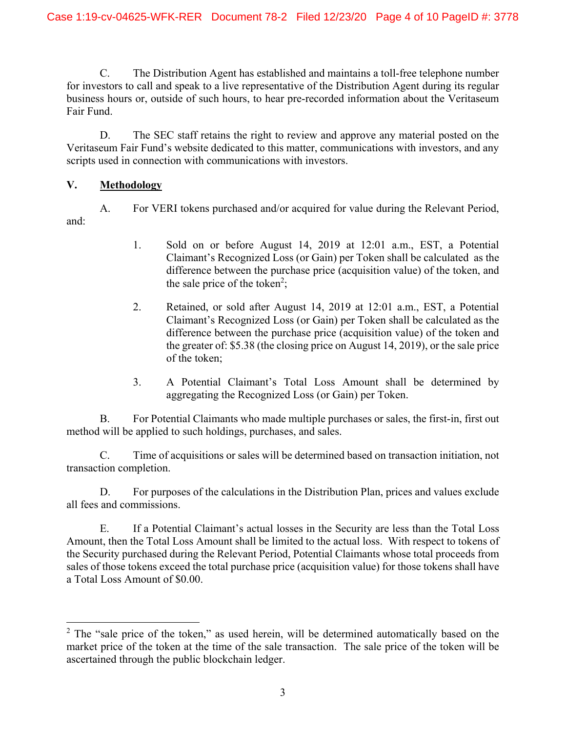C. The Distribution Agent has established and maintains a toll-free telephone number for investors to call and speak to a live representative of the Distribution Agent during its regular business hours or, outside of such hours, to hear pre-recorded information about the Veritaseum Fair Fund.

D. The SEC staff retains the right to review and approve any material posted on the Veritaseum Fair Fund's website dedicated to this matter, communications with investors, and any scripts used in connection with communications with investors.

## V. Methodology

A. For VERI tokens purchased and/or acquired for value during the Relevant Period, and:

1. Sold on or before August 14, 2019 at 12:01 a.m., EST, a Potential Claimant's Recognized Loss (or Gain) per Token shall be calculated as the difference between the purchase price (acquisition value) of the token, and the sale price of the token[2];

2. Retained, or sold after August 14, 2019 at 12:01 a.m., EST, a Potential Claimant's Recognized Loss (or Gain) per Token shall be calculated as the difference between the purchase price (acquisition value) of the token and the greater of: $5.38 (the closing price on August 14, 2019), or the sale price of the token;

3. A Potential Claimant's Total Loss Amount shall be determined by aggregating the Recognized Loss (or Gain) per Token.

B. For Potential Claimants who made multiple purchases or sales, the first-in, first out method will be applied to such holdings, purchases, and sales.

C. Time of acquisitions or sales will be determined based on transaction initiation, not transaction completion.

D. For purposes of the calculations in the Distribution Plan, prices and values exclude all fees and commissions.

E. If a Potential Claimant's actual losses in the Security are less than the Total Loss Amount, then the Total Loss Amount shall be limited to the actual loss. With respect to tokens of the Security purchased during the Relevant Period, Potential Claimants whose total proceeds from sales of those tokens exceed the total purchase price (acquisition value) for those tokens shall have a Total Loss Amount of $0.00.

---

[2] The "sale price of the token," as used herein, will be determined automatically based on the market price of the token at the time of the sale transaction. The sale price of the token will be ascertained through the public blockchain ledger.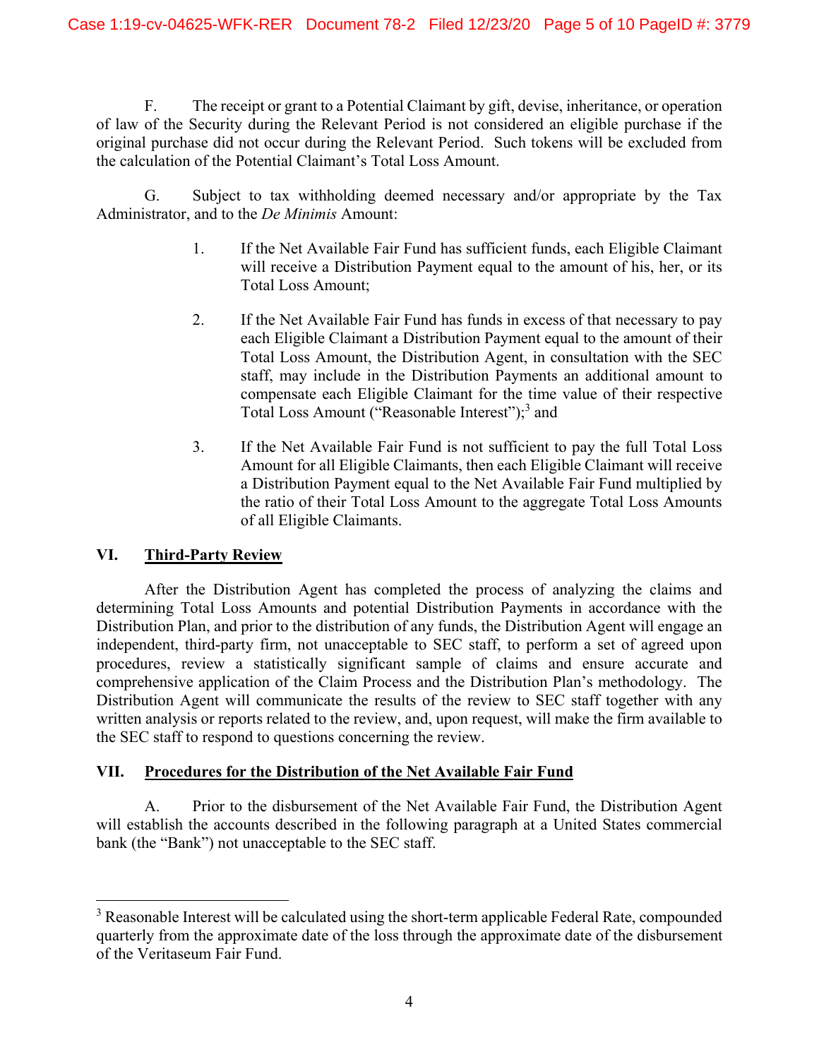F. The receipt or grant to a Potential Claimant by gift, devise, inheritance, or operation of law of the Security during the Relevant Period is not considered an eligible purchase if the original purchase did not occur during the Relevant Period. Such tokens will be excluded from the calculation of the Potential Claimant's Total Loss Amount.

G. Subject to tax withholding deemed necessary and/or appropriate by the Tax Administrator, and to the *De Minimis* Amount:

1. If the Net Available Fair Fund has sufficient funds, each Eligible Claimant will receive a Distribution Payment equal to the amount of his, her, or its Total Loss Amount;

2. If the Net Available Fair Fund has funds in excess of that necessary to pay each Eligible Claimant a Distribution Payment equal to the amount of their Total Loss Amount, the Distribution Agent, in consultation with the SEC staff, may include in the Distribution Payments an additional amount to compensate each Eligible Claimant for the time value of their respective Total Loss Amount ("Reasonable Interest");[3] and

3. If the Net Available Fair Fund is not sufficient to pay the full Total Loss Amount for all Eligible Claimants, then each Eligible Claimant will receive a Distribution Payment equal to the Net Available Fair Fund multiplied by the ratio of their Total Loss Amount to the aggregate Total Loss Amounts of all Eligible Claimants.

## VI. Third-Party Review

After the Distribution Agent has completed the process of analyzing the claims and determining Total Loss Amounts and potential Distribution Payments in accordance with the Distribution Plan, and prior to the distribution of any funds, the Distribution Agent will engage an independent, third-party firm, not unacceptable to SEC staff, to perform a set of agreed upon procedures, review a statistically significant sample of claims and ensure accurate and comprehensive application of the Claim Process and the Distribution Plan's methodology. The Distribution Agent will communicate the results of the review to SEC staff together with any written analysis or reports related to the review, and, upon request, will make the firm available to the SEC staff to respond to questions concerning the review.

## VII. Procedures for the Distribution of the Net Available Fair Fund

A. Prior to the disbursement of the Net Available Fair Fund, the Distribution Agent will establish the accounts described in the following paragraph at a United States commercial bank (the "Bank") not unacceptable to the SEC staff.

---

[3] Reasonable Interest will be calculated using the short-term applicable Federal Rate, compounded quarterly from the approximate date of the loss through the approximate date of the disbursement of the Veritaseum Fair Fund.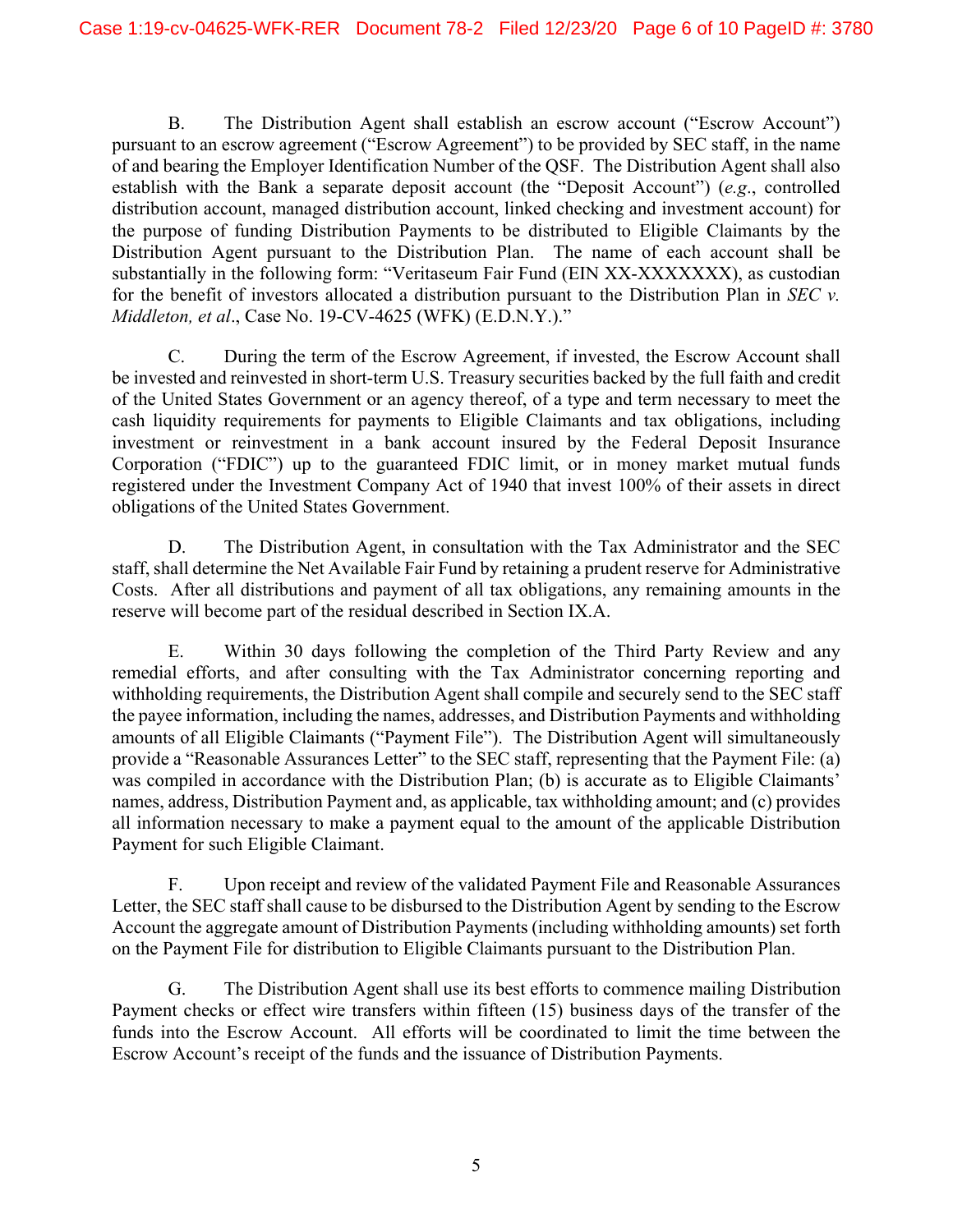B. The Distribution Agent shall establish an escrow account ("Escrow Account") pursuant to an escrow agreement ("Escrow Agreement") to be provided by SEC staff, in the name of and bearing the Employer Identification Number of the QSF. The Distribution Agent shall also establish with the Bank a separate deposit account (the "Deposit Account") (*e.g.*, controlled distribution account, managed distribution account, linked checking and investment account) for the purpose of funding Distribution Payments to be distributed to Eligible Claimants by the Distribution Agent pursuant to the Distribution Plan. The name of each account shall be substantially in the following form: "Veritaseum Fair Fund (EIN XX-XXXXXXX), as custodian for the benefit of investors allocated a distribution pursuant to the Distribution Plan in *SEC v. Middleton, et al*., Case No. 19-CV-4625 (WFK) (E.D.N.Y.)."

C. During the term of the Escrow Agreement, if invested, the Escrow Account shall be invested and reinvested in short-term U.S. Treasury securities backed by the full faith and credit of the United States Government or an agency thereof, of a type and term necessary to meet the cash liquidity requirements for payments to Eligible Claimants and tax obligations, including investment or reinvestment in a bank account insured by the Federal Deposit Insurance Corporation ("FDIC") up to the guaranteed FDIC limit, or in money market mutual funds registered under the Investment Company Act of 1940 that invest 100% of their assets in direct obligations of the United States Government.

D. The Distribution Agent, in consultation with the Tax Administrator and the SEC staff, shall determine the Net Available Fair Fund by retaining a prudent reserve for Administrative Costs. After all distributions and payment of all tax obligations, any remaining amounts in the reserve will become part of the residual described in Section IX.A.

E. Within 30 days following the completion of the Third Party Review and any remedial efforts, and after consulting with the Tax Administrator concerning reporting and withholding requirements, the Distribution Agent shall compile and securely send to the SEC staff the payee information, including the names, addresses, and Distribution Payments and withholding amounts of all Eligible Claimants ("Payment File"). The Distribution Agent will simultaneously provide a "Reasonable Assurances Letter" to the SEC staff, representing that the Payment File: (a) was compiled in accordance with the Distribution Plan; (b) is accurate as to Eligible Claimants' names, address, Distribution Payment and, as applicable, tax withholding amount; and (c) provides all information necessary to make a payment equal to the amount of the applicable Distribution Payment for such Eligible Claimant.

F. Upon receipt and review of the validated Payment File and Reasonable Assurances Letter, the SEC staff shall cause to be disbursed to the Distribution Agent by sending to the Escrow Account the aggregate amount of Distribution Payments (including withholding amounts) set forth on the Payment File for distribution to Eligible Claimants pursuant to the Distribution Plan.

G. The Distribution Agent shall use its best efforts to commence mailing Distribution Payment checks or effect wire transfers within fifteen (15) business days of the transfer of the funds into the Escrow Account. All efforts will be coordinated to limit the time between the Escrow Account's receipt of the funds and the issuance of Distribution Payments.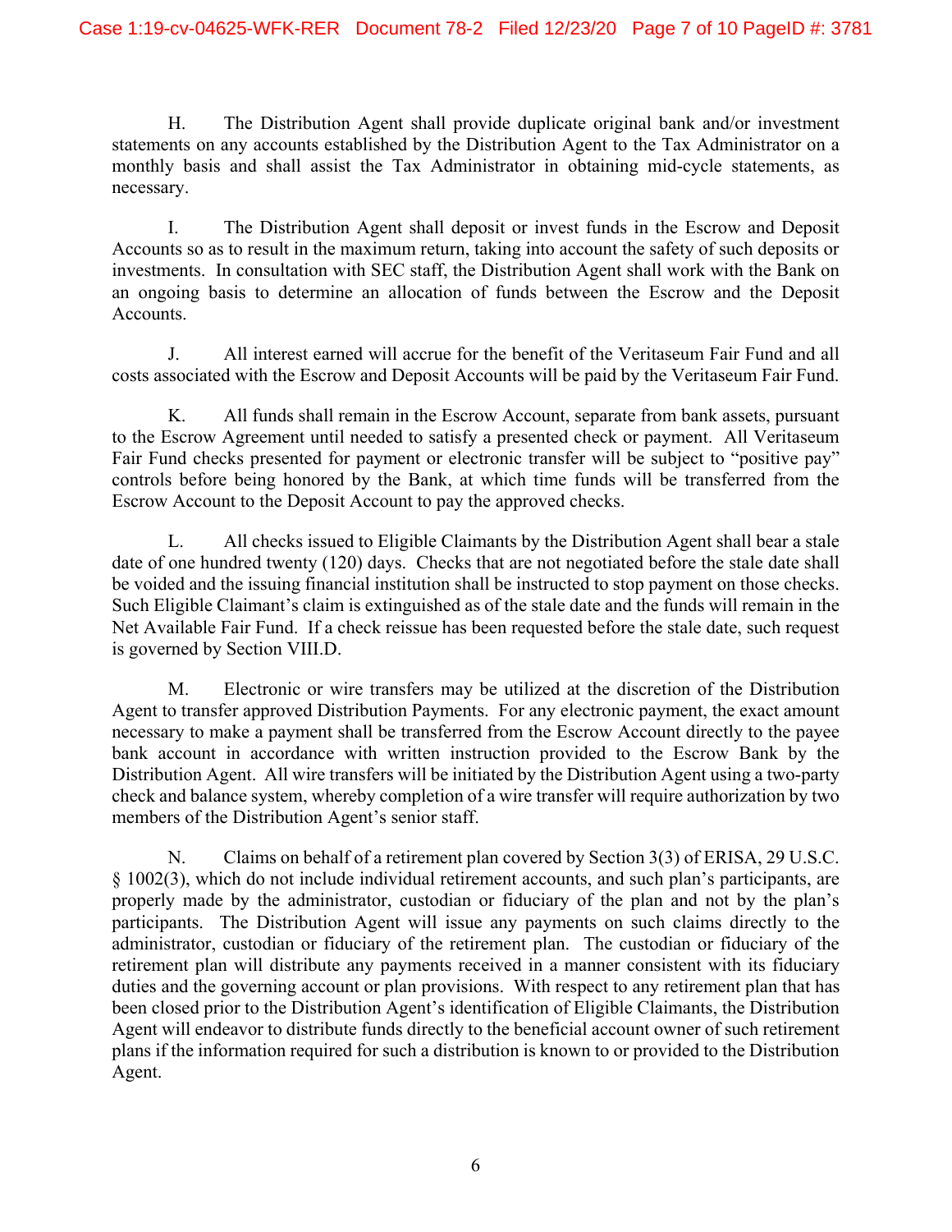H. The Distribution Agent shall provide duplicate original bank and/or investment statements on any accounts established by the Distribution Agent to the Tax Administrator on a monthly basis and shall assist the Tax Administrator in obtaining mid-cycle statements, as necessary.

I. The Distribution Agent shall deposit or invest funds in the Escrow and Deposit Accounts so as to result in the maximum return, taking into account the safety of such deposits or investments. In consultation with SEC staff, the Distribution Agent shall work with the Bank on an ongoing basis to determine an allocation of funds between the Escrow and the Deposit Accounts.

J. All interest earned will accrue for the benefit of the Veritaseum Fair Fund and all costs associated with the Escrow and Deposit Accounts will be paid by the Veritaseum Fair Fund.

K. All funds shall remain in the Escrow Account, separate from bank assets, pursuant to the Escrow Agreement until needed to satisfy a presented check or payment. All Veritaseum Fair Fund checks presented for payment or electronic transfer will be subject to "positive pay" controls before being honored by the Bank, at which time funds will be transferred from the Escrow Account to the Deposit Account to pay the approved checks.

L. All checks issued to Eligible Claimants by the Distribution Agent shall bear a stale date of one hundred twenty (120) days. Checks that are not negotiated before the stale date shall be voided and the issuing financial institution shall be instructed to stop payment on those checks. Such Eligible Claimant's claim is extinguished as of the stale date and the funds will remain in the Net Available Fair Fund. If a check reissue has been requested before the stale date, such request is governed by Section VIII.D.

M. Electronic or wire transfers may be utilized at the discretion of the Distribution Agent to transfer approved Distribution Payments. For any electronic payment, the exact amount necessary to make a payment shall be transferred from the Escrow Account directly to the payee bank account in accordance with written instruction provided to the Escrow Bank by the Distribution Agent. All wire transfers will be initiated by the Distribution Agent using a two-party check and balance system, whereby completion of a wire transfer will require authorization by two members of the Distribution Agent's senior staff.

N. Claims on behalf of a retirement plan covered by Section 3(3) of ERISA, 29 U.S.C. § 1002(3), which do not include individual retirement accounts, and such plan's participants, are properly made by the administrator, custodian or fiduciary of the plan and not by the plan's participants. The Distribution Agent will issue any payments on such claims directly to the administrator, custodian or fiduciary of the retirement plan. The custodian or fiduciary of the retirement plan will distribute any payments received in a manner consistent with its fiduciary duties and the governing account or plan provisions. With respect to any retirement plan that has been closed prior to the Distribution Agent's identification of Eligible Claimants, the Distribution Agent will endeavor to distribute funds directly to the beneficial account owner of such retirement plans if the information required for such a distribution is known to or provided to the Distribution Agent.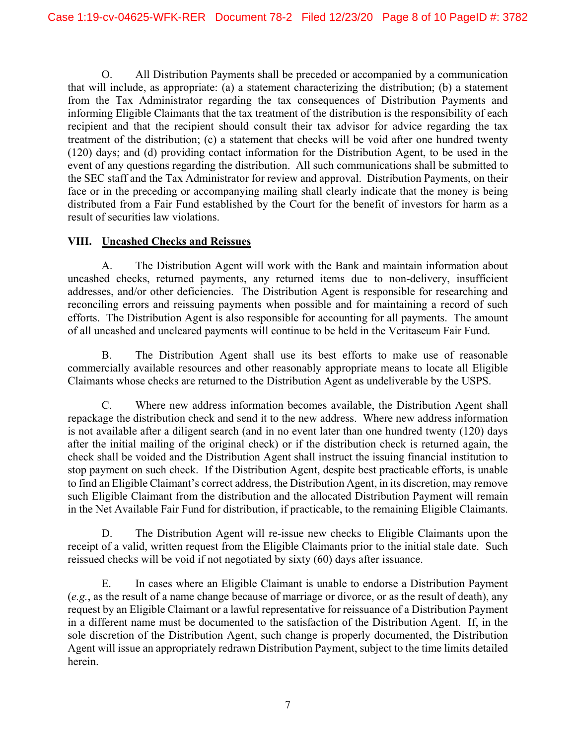O. All Distribution Payments shall be preceded or accompanied by a communication that will include, as appropriate: (a) a statement characterizing the distribution; (b) a statement from the Tax Administrator regarding the tax consequences of Distribution Payments and informing Eligible Claimants that the tax treatment of the distribution is the responsibility of each recipient and that the recipient should consult their tax advisor for advice regarding the tax treatment of the distribution; (c) a statement that checks will be void after one hundred twenty (120) days; and (d) providing contact information for the Distribution Agent, to be used in the event of any questions regarding the distribution. All such communications shall be submitted to the SEC staff and the Tax Administrator for review and approval. Distribution Payments, on their face or in the preceding or accompanying mailing shall clearly indicate that the money is being distributed from a Fair Fund established by the Court for the benefit of investors for harm as a result of securities law violations.

## VIII. Uncashed Checks and Reissues

A. The Distribution Agent will work with the Bank and maintain information about uncashed checks, returned payments, any returned items due to non-delivery, insufficient addresses, and/or other deficiencies. The Distribution Agent is responsible for researching and reconciling errors and reissuing payments when possible and for maintaining a record of such efforts. The Distribution Agent is also responsible for accounting for all payments. The amount of all uncashed and uncleared payments will continue to be held in the Veritaseum Fair Fund.

B. The Distribution Agent shall use its best efforts to make use of reasonable commercially available resources and other reasonably appropriate means to locate all Eligible Claimants whose checks are returned to the Distribution Agent as undeliverable by the USPS.

C. Where new address information becomes available, the Distribution Agent shall repackage the distribution check and send it to the new address. Where new address information is not available after a diligent search (and in no event later than one hundred twenty (120) days after the initial mailing of the original check) or if the distribution check is returned again, the check shall be voided and the Distribution Agent shall instruct the issuing financial institution to stop payment on such check. If the Distribution Agent, despite best practicable efforts, is unable to find an Eligible Claimant's correct address, the Distribution Agent, in its discretion, may remove such Eligible Claimant from the distribution and the allocated Distribution Payment will remain in the Net Available Fair Fund for distribution, if practicable, to the remaining Eligible Claimants.

D. The Distribution Agent will re-issue new checks to Eligible Claimants upon the receipt of a valid, written request from the Eligible Claimants prior to the initial stale date. Such reissued checks will be void if not negotiated by sixty (60) days after issuance.

E. In cases where an Eligible Claimant is unable to endorse a Distribution Payment (*e.g.*, as the result of a name change because of marriage or divorce, or as the result of death), any request by an Eligible Claimant or a lawful representative for reissuance of a Distribution Payment in a different name must be documented to the satisfaction of the Distribution Agent. If, in the sole discretion of the Distribution Agent, such change is properly documented, the Distribution Agent will issue an appropriately redrawn Distribution Payment, subject to the time limits detailed herein.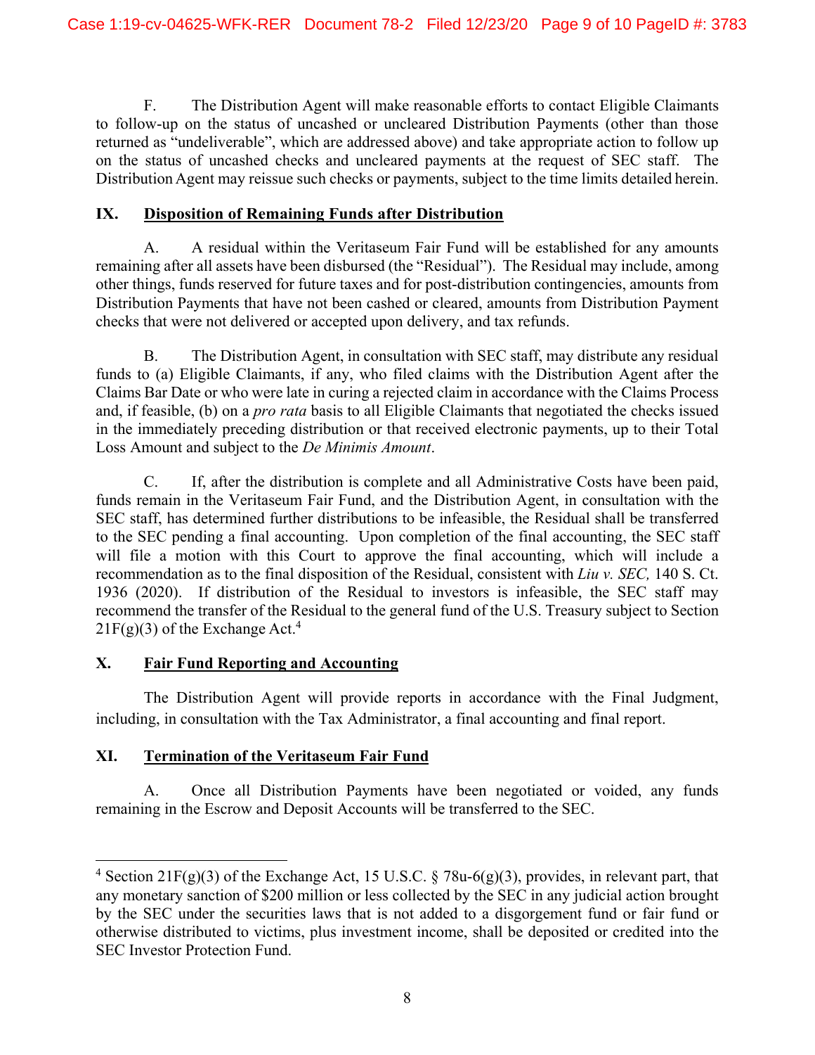F. The Distribution Agent will make reasonable efforts to contact Eligible Claimants to follow-up on the status of uncashed or uncleared Distribution Payments (other than those returned as "undeliverable", which are addressed above) and take appropriate action to follow up on the status of uncashed checks and uncleared payments at the request of SEC staff. The Distribution Agent may reissue such checks or payments, subject to the time limits detailed herein.

## IX. Disposition of Remaining Funds after Distribution

A. A residual within the Veritaseum Fair Fund will be established for any amounts remaining after all assets have been disbursed (the "Residual"). The Residual may include, among other things, funds reserved for future taxes and for post-distribution contingencies, amounts from Distribution Payments that have not been cashed or cleared, amounts from Distribution Payment checks that were not delivered or accepted upon delivery, and tax refunds.

B. The Distribution Agent, in consultation with SEC staff, may distribute any residual funds to (a) Eligible Claimants, if any, who filed claims with the Distribution Agent after the Claims Bar Date or who were late in curing a rejected claim in accordance with the Claims Process and, if feasible, (b) on a *pro rata* basis to all Eligible Claimants that negotiated the checks issued in the immediately preceding distribution or that received electronic payments, up to their Total Loss Amount and subject to the *De Minimis Amount*.

C. If, after the distribution is complete and all Administrative Costs have been paid, funds remain in the Veritaseum Fair Fund, and the Distribution Agent, in consultation with the SEC staff, has determined further distributions to be infeasible, the Residual shall be transferred to the SEC pending a final accounting. Upon completion of the final accounting, the SEC staff will file a motion with this Court to approve the final accounting, which will include a recommendation as to the final disposition of the Residual, consistent with *Liu v. SEC,* 140 S. Ct. 1936 (2020). If distribution of the Residual to investors is infeasible, the SEC staff may recommend the transfer of the Residual to the general fund of the U.S. Treasury subject to Section 21F(g)(3) of the Exchange Act.[4]

## X. Fair Fund Reporting and Accounting

The Distribution Agent will provide reports in accordance with the Final Judgment, including, in consultation with the Tax Administrator, a final accounting and final report.

## XI. Termination of the Veritaseum Fair Fund

A. Once all Distribution Payments have been negotiated or voided, any funds remaining in the Escrow and Deposit Accounts will be transferred to the SEC.

---

[4] Section 21F(g)(3) of the Exchange Act, 15 U.S.C. § 78u-6(g)(3), provides, in relevant part, that any monetary sanction of $200 million or less collected by the SEC in any judicial action brought by the SEC under the securities laws that is not added to a disgorgement fund or fair fund or otherwise distributed to victims, plus investment income, shall be deposited or credited into the SEC Investor Protection Fund.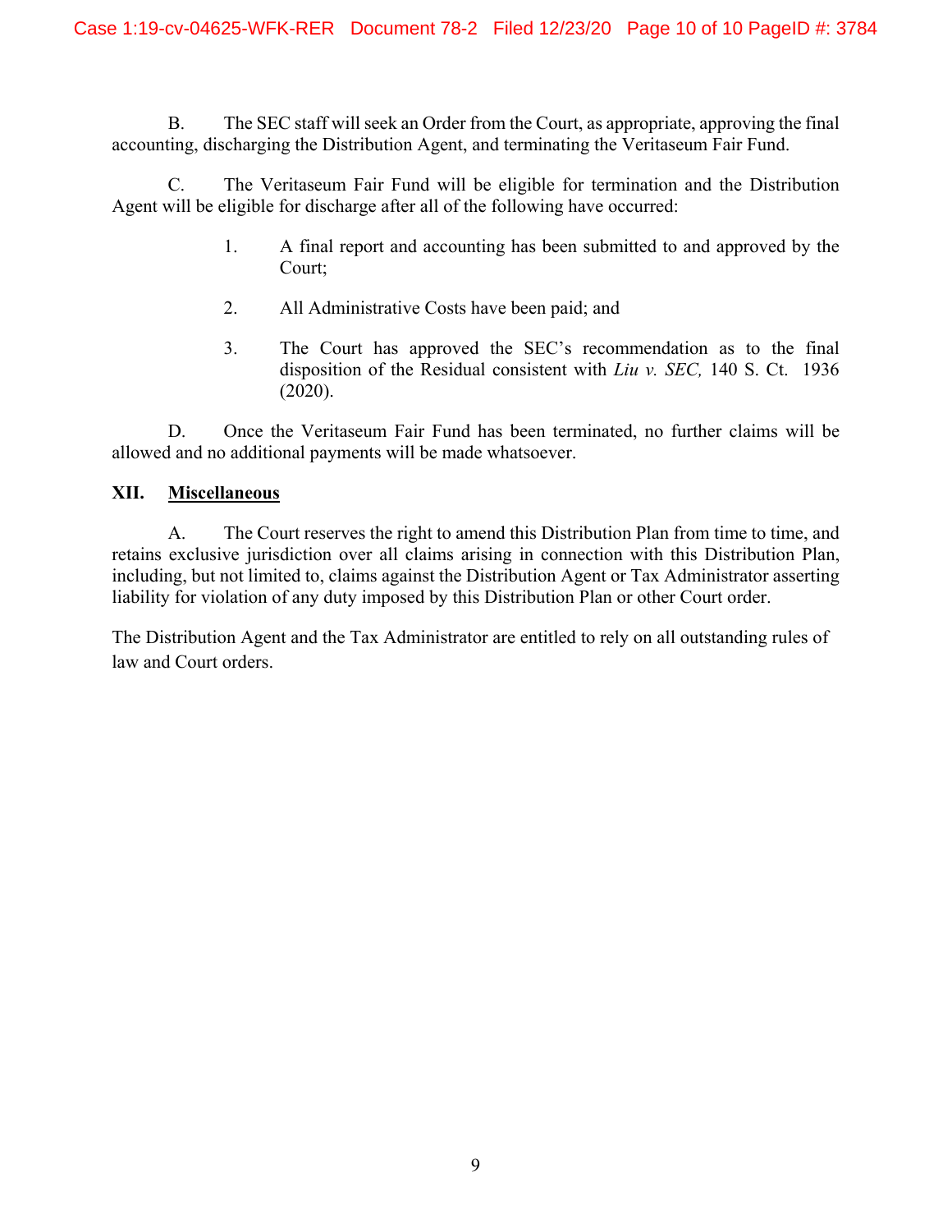B. The SEC staff will seek an Order from the Court, as appropriate, approving the final accounting, discharging the Distribution Agent, and terminating the Veritaseum Fair Fund.

C. The Veritaseum Fair Fund will be eligible for termination and the Distribution Agent will be eligible for discharge after all of the following have occurred:

1. A final report and accounting has been submitted to and approved by the Court;

2. All Administrative Costs have been paid; and

3. The Court has approved the SEC's recommendation as to the final disposition of the Residual consistent with *Liu v. SEC,* 140 S. Ct. 1936 (2020).

D. Once the Veritaseum Fair Fund has been terminated, no further claims will be allowed and no additional payments will be made whatsoever.

## XII. Miscellaneous

A. The Court reserves the right to amend this Distribution Plan from time to time, and retains exclusive jurisdiction over all claims arising in connection with this Distribution Plan, including, but not limited to, claims against the Distribution Agent or Tax Administrator asserting liability for violation of any duty imposed by this Distribution Plan or other Court order.

The Distribution Agent and the Tax Administrator are entitled to rely on all outstanding rules of law and Court orders.